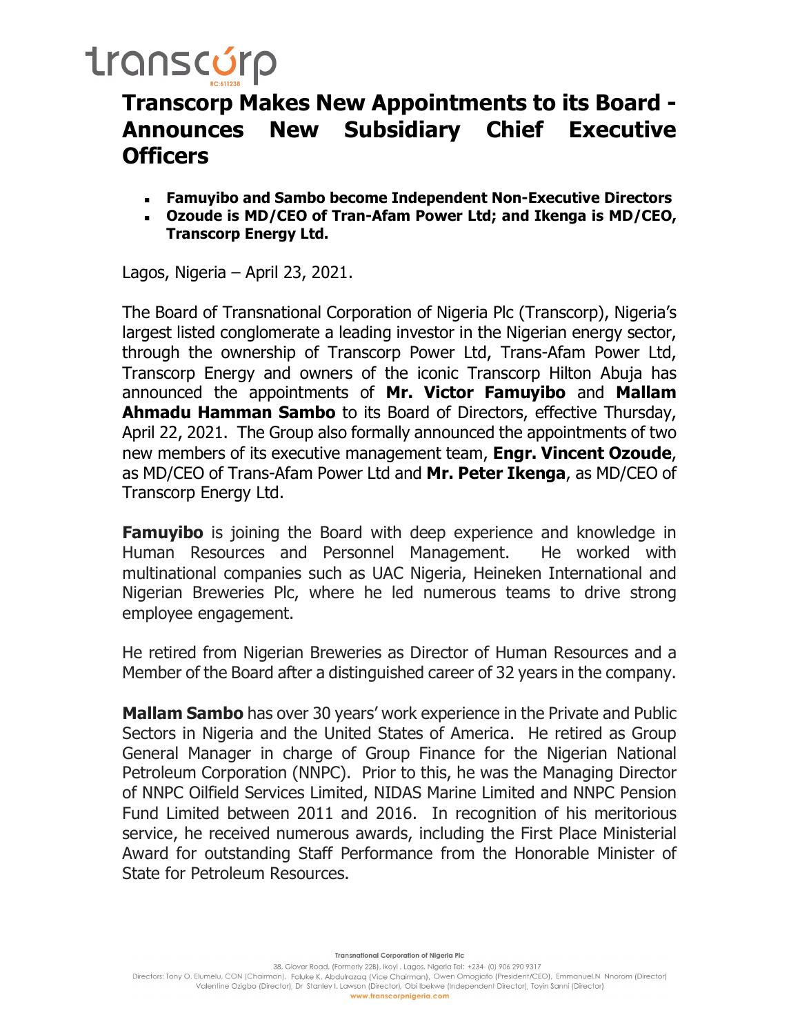# Transcorp Makes New Appointments to its Board - Announces New Subsidiary Chief Executive Officers

- **Famuyibo and Sambo become Independent Non-Executive Directors**
- **Ozoude is MD/CEO of Tran-Afam Power Ltd; and Ikenga is MD/CEO, Transcorp Energy Ltd.**

Lagos, Nigeria – April 23, 2021.

The Board of Transnational Corporation of Nigeria Plc (Transcorp), Nigeria's largest listed conglomerate a leading investor in the Nigerian energy sector, through the ownership of Transcorp Power Ltd, Trans-Afam Power Ltd, Transcorp Energy and owners of the iconic Transcorp Hilton Abuja has announced the appointments of **Mr. Victor Famuyibo** and **Mallam Ahmadu Hamman Sambo** to its Board of Directors, effective Thursday, April 22, 2021. The Group also formally announced the appointments of two new members of its executive management team, **Engr. Vincent Ozoude**, as MD/CEO of Trans-Afam Power Ltd and **Mr. Peter Ikenga**, as MD/CEO of Transcorp Energy Ltd.

**Famuyibo** is joining the Board with deep experience and knowledge in Human Resources and Personnel Management. He worked with multinational companies such as UAC Nigeria, Heineken International and Nigerian Breweries Plc, where he led numerous teams to drive strong employee engagement.

He retired from Nigerian Breweries as Director of Human Resources and a Member of the Board after a distinguished career of 32 years in the company.

**Mallam Sambo** has over 30 years' work experience in the Private and Public Sectors in Nigeria and the United States of America. He retired as Group General Manager in charge of Group Finance for the Nigerian National Petroleum Corporation (NNPC). Prior to this, he was the Managing Director of NNPC Oilfield Services Limited, NIDAS Marine Limited and NNPC Pension Fund Limited between 2011 and 2016. In recognition of his meritorious service, he received numerous awards, including the First Place Ministerial Award for outstanding Staff Performance from the Honorable Minister of State for Petroleum Resources.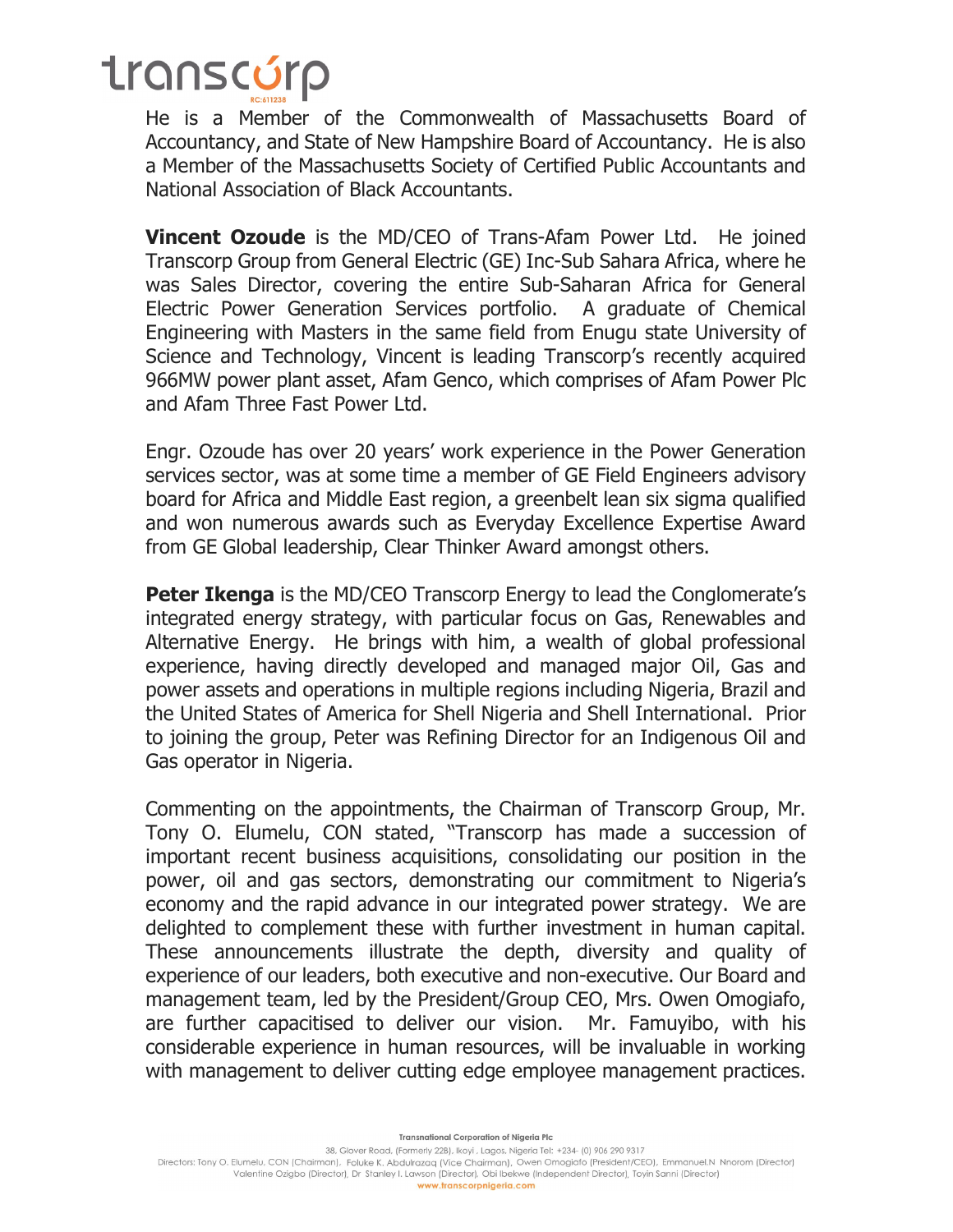He is a Member of the Commonwealth of Massachusetts Board of Accountancy, and State of New Hampshire Board of Accountancy. He is also a Member of the Massachusetts Society of Certified Public Accountants and National Association of Black Accountants.

**Vincent Ozoude** is the MD/CEO of Trans-Afam Power Ltd. He joined Transcorp Group from General Electric (GE) Inc-Sub Sahara Africa, where he was Sales Director, covering the entire Sub-Saharan Africa for General Electric Power Generation Services portfolio. A graduate of Chemical Engineering with Masters in the same field from Enugu state University of Science and Technology, Vincent is leading Transcorp's recently acquired 966MW power plant asset, Afam Genco, which comprises of Afam Power Plc and Afam Three Fast Power Ltd.

Engr. Ozoude has over 20 years' work experience in the Power Generation services sector, was at some time a member of GE Field Engineers advisory board for Africa and Middle East region, a greenbelt lean six sigma qualified and won numerous awards such as Everyday Excellence Expertise Award from GE Global leadership, Clear Thinker Award amongst others.

**Peter Ikenga** is the MD/CEO Transcorp Energy to lead the Conglomerate's integrated energy strategy, with particular focus on Gas, Renewables and Alternative Energy. He brings with him, a wealth of global professional experience, having directly developed and managed major Oil, Gas and power assets and operations in multiple regions including Nigeria, Brazil and the United States of America for Shell Nigeria and Shell International. Prior to joining the group, Peter was Refining Director for an Indigenous Oil and Gas operator in Nigeria.

Commenting on the appointments, the Chairman of Transcorp Group, Mr. Tony O. Elumelu, CON stated, "Transcorp has made a succession of important recent business acquisitions, consolidating our position in the power, oil and gas sectors, demonstrating our commitment to Nigeria's economy and the rapid advance in our integrated power strategy. We are delighted to complement these with further investment in human capital. These announcements illustrate the depth, diversity and quality of experience of our leaders, both executive and non-executive. Our Board and management team, led by the President/Group CEO, Mrs. Owen Omogiafo, are further capacitised to deliver our vision. Mr. Famuyibo, with his considerable experience in human resources, will be invaluable in working with management to deliver cutting edge employee management practices.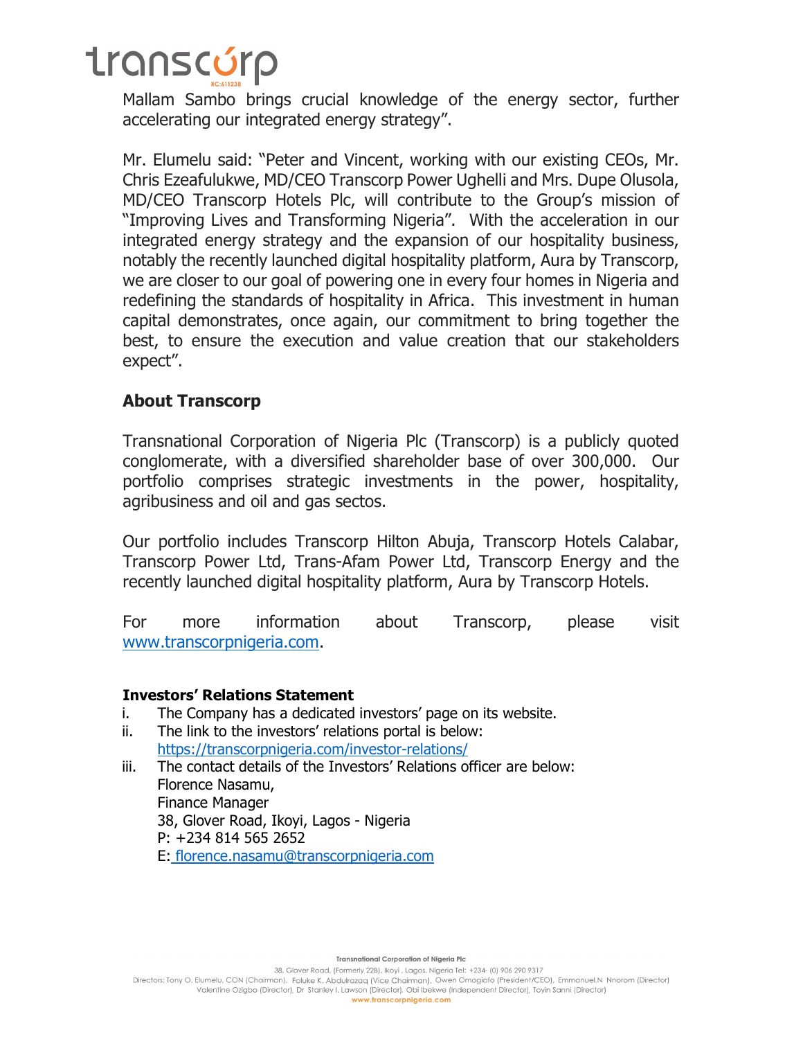Mallam Sambo brings crucial knowledge of the energy sector, further accelerating our integrated energy strategy".

Mr. Elumelu said: "Peter and Vincent, working with our existing CEOs, Mr. Chris Ezeafulukwe, MD/CEO Transcorp Power Ughelli and Mrs. Dupe Olusola, MD/CEO Transcorp Hotels Plc, will contribute to the Group's mission of "Improving Lives and Transforming Nigeria". With the acceleration in our integrated energy strategy and the expansion of our hospitality business, notably the recently launched digital hospitality platform, Aura by Transcorp, we are closer to our goal of powering one in every four homes in Nigeria and redefining the standards of hospitality in Africa. This investment in human capital demonstrates, once again, our commitment to bring together the best, to ensure the execution and value creation that our stakeholders expect".

## About Transcorp

Transnational Corporation of Nigeria Plc (Transcorp) is a publicly quoted conglomerate, with a diversified shareholder base of over 300,000. Our portfolio comprises strategic investments in the power, hospitality, agribusiness and oil and gas sectos.

Our portfolio includes Transcorp Hilton Abuja, Transcorp Hotels Calabar, Transcorp Power Ltd, Trans-Afam Power Ltd, Transcorp Energy and the recently launched digital hospitality platform, Aura by Transcorp Hotels.

For more information about Transcorp, please visit [www.transcorpnigeria.com](http://www.transcorpnigeria.com).

**Investors' Relations Statement**

i. The Company has a dedicated investors' page on its website.
ii. The link to the investors' relations portal is below:
[https://transcorpnigeria.com/investor-relations/](https://transcorpnigeria.com/investor-relations/)
iii. The contact details of the Investors' Relations officer are below:
Florence Nasamu,
Finance Manager
38, Glover Road, Ikoyi, Lagos - Nigeria
P: +234 814 565 2652
E: [florence.nasamu@transcorpnigeria.com](mailto:florence.nasamu@transcorpnigeria.com)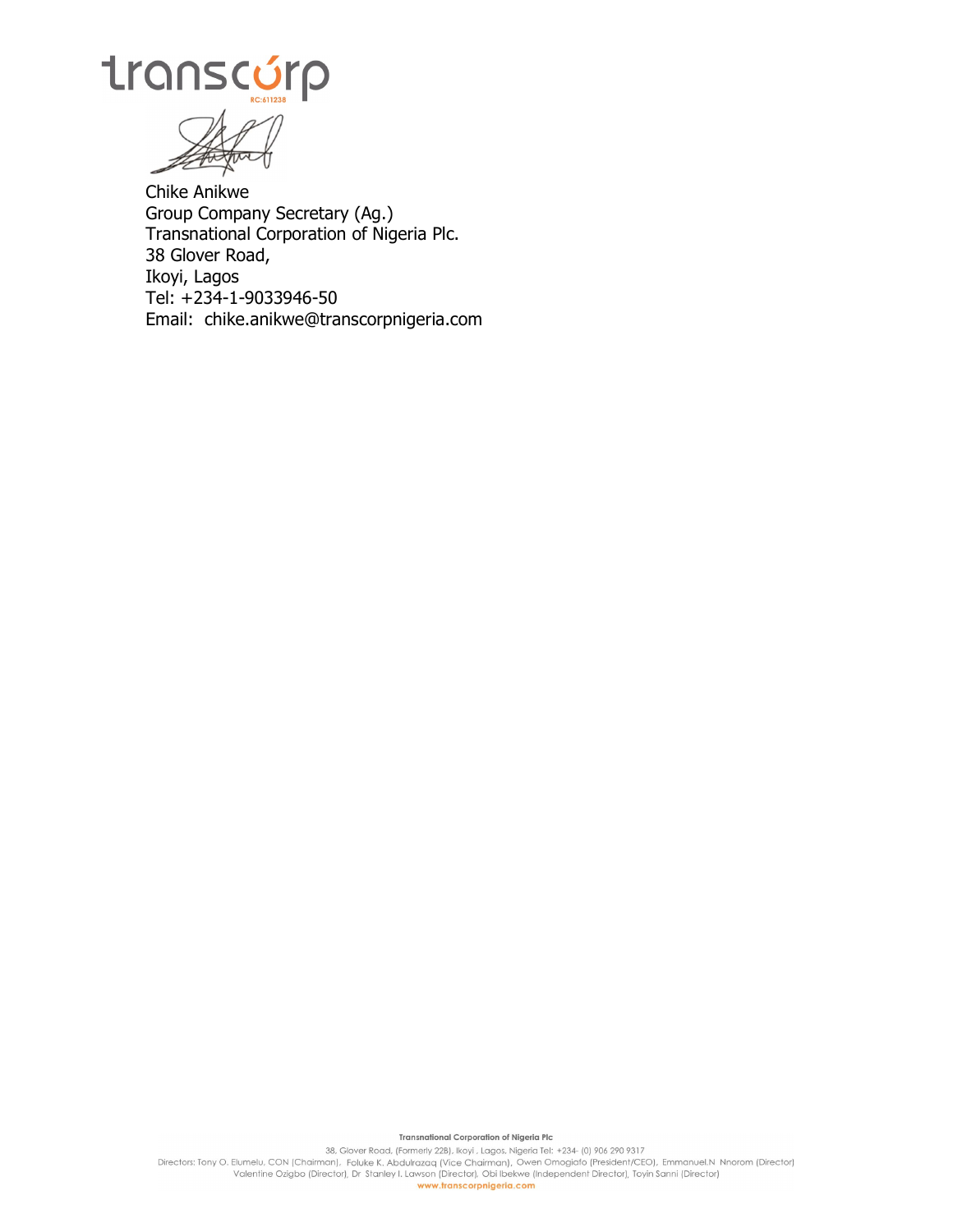Chike Anikwe
Group Company Secretary (Ag.)
Transnational Corporation of Nigeria Plc.
38 Glover Road,
Ikoyi, Lagos
Tel: +234-1-9033946-50
Email: chike.anikwe@transcorpnigeria.com